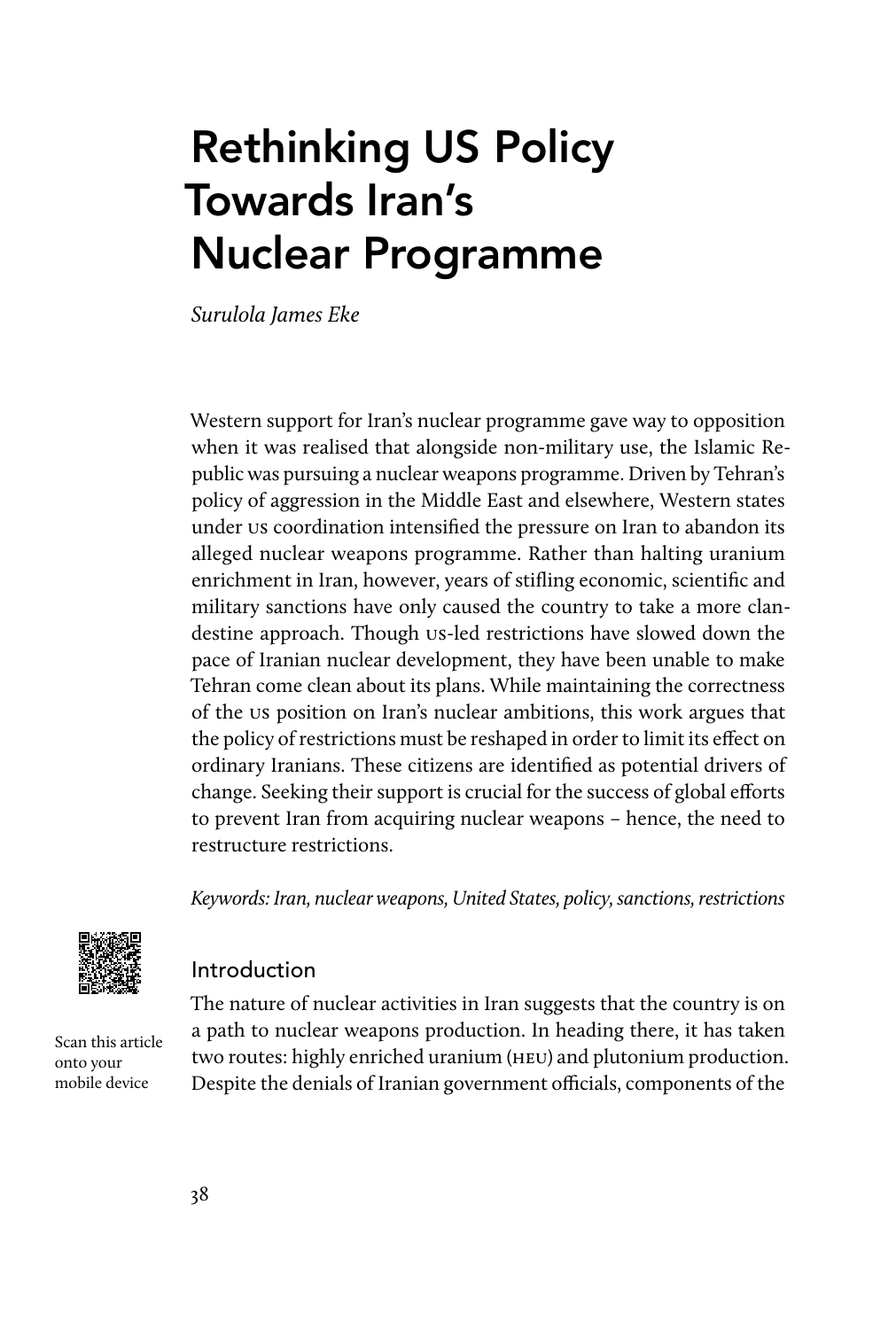# Rethinking US Policy Towards Iran's Nuclear Programme

*Surulola James Eke*

Western support for Iran's nuclear programme gave way to opposition when it was realised that alongside non-military use, the Islamic Republic was pursuing a nuclear weapons programme. Driven by Tehran's policy of aggression in the Middle East and elsewhere, Western states under US coordination intensified the pressure on Iran to abandon its alleged nuclear weapons programme. Rather than halting uranium enrichment in Iran, however, years of stifling economic, scientific and military sanctions have only caused the country to take a more clandestine approach. Though US-led restrictions have slowed down the pace of Iranian nuclear development, they have been unable to make Tehran come clean about its plans. While maintaining the correctness of the US position on Iran's nuclear ambitions, this work argues that the policy of restrictions must be reshaped in order to limit its effect on ordinary Iranians. These citizens are identified as potential drivers of change. Seeking their support is crucial for the success of global efforts to prevent Iran from acquiring nuclear weapons – hence, the need to restructure restrictions.

*Keywords: Iran, nuclear weapons, United States, policy, sanctions, restrictions*

Scan this article onto your mobile device

## Introduction

The nature of nuclear activities in Iran suggests that the country is on a path to nuclear weapons production. In heading there, it has taken two routes: highly enriched uranium (HEU) and plutonium production. Despite the denials of Iranian government officials, components of the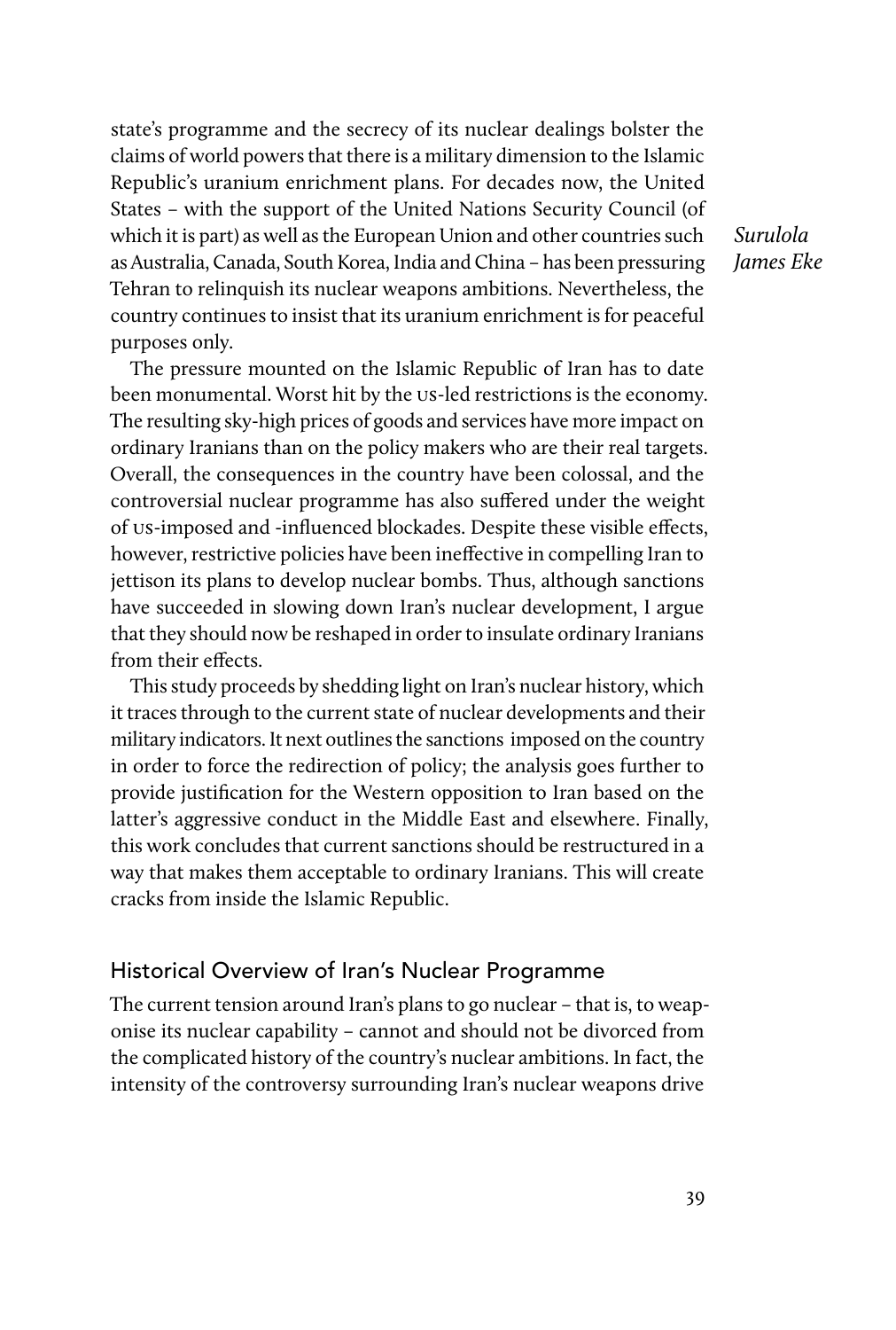state's programme and the secrecy of its nuclear dealings bolster the claims of world powers that there is a military dimension to the Islamic Republic's uranium enrichment plans. For decades now, the United States – with the support of the United Nations Security Council (of which it is part) as well as the European Union and other countries such as Australia, Canada, South Korea, India and China – has been pressuring Tehran to relinquish its nuclear weapons ambitions. Nevertheless, the country continues to insist that its uranium enrichment is for peaceful purposes only.

The pressure mounted on the Islamic Republic of Iran has to date been monumental. Worst hit by the US-led restrictions is the economy. The resulting sky-high prices of goods and services have more impact on ordinary Iranians than on the policy makers who are their real targets. Overall, the consequences in the country have been colossal, and the controversial nuclear programme has also suffered under the weight of US-imposed and -influenced blockades. Despite these visible effects, however, restrictive policies have been ineffective in compelling Iran to jettison its plans to develop nuclear bombs. Thus, although sanctions have succeeded in slowing down Iran's nuclear development, I argue that they should now be reshaped in order to insulate ordinary Iranians from their effects.

This study proceeds by shedding light on Iran's nuclear history, which it traces through to the current state of nuclear developments and their military indicators. It next outlines the sanctions imposed on the country in order to force the redirection of policy; the analysis goes further to provide justification for the Western opposition to Iran based on the latter's aggressive conduct in the Middle East and elsewhere. Finally, this work concludes that current sanctions should be restructured in a way that makes them acceptable to ordinary Iranians. This will create cracks from inside the Islamic Republic.

## Historical Overview of Iran's Nuclear Programme

The current tension around Iran's plans to go nuclear – that is, to weaponise its nuclear capability – cannot and should not be divorced from the complicated history of the country's nuclear ambitions. In fact, the intensity of the controversy surrounding Iran's nuclear weapons drive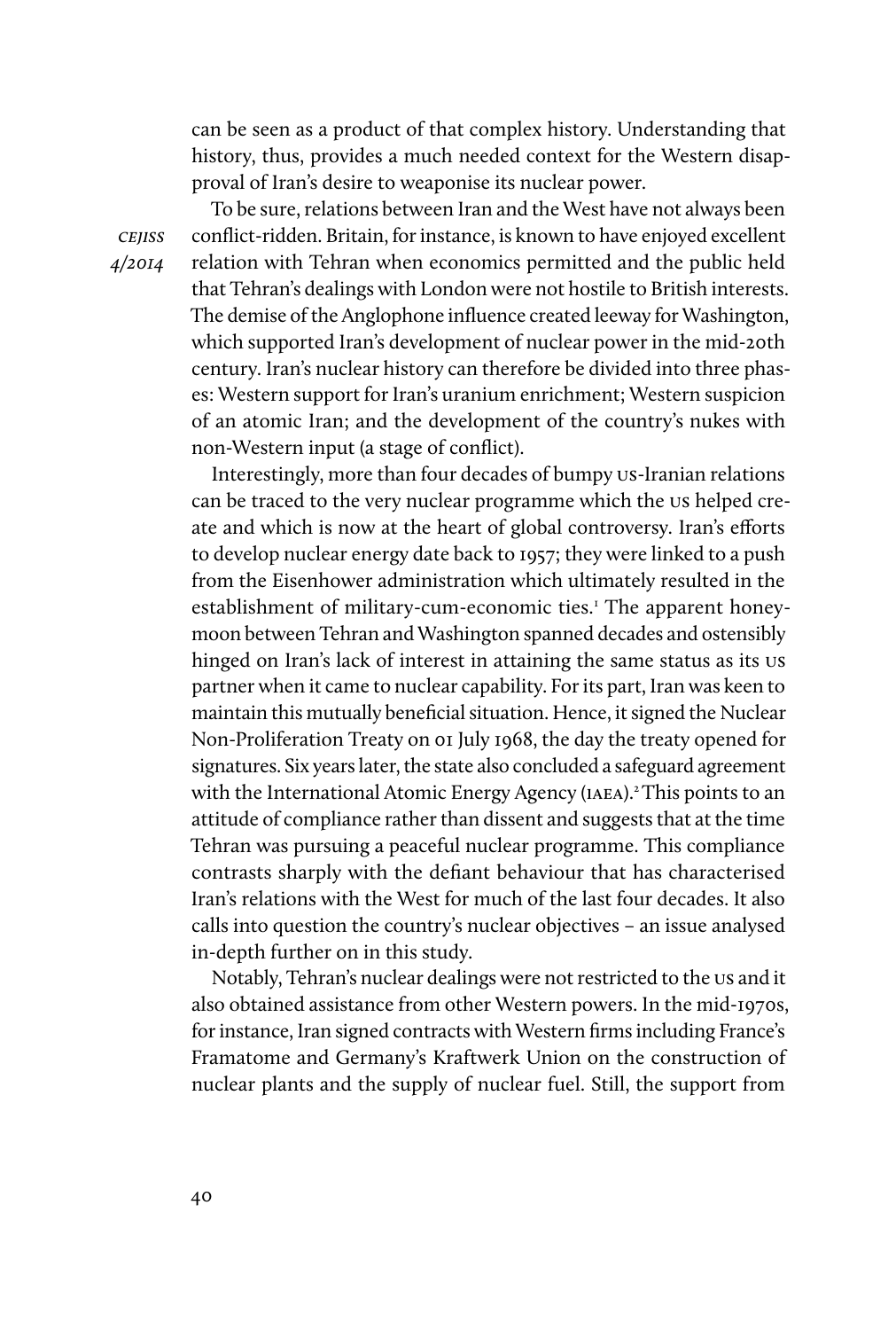can be seen as a product of that complex history. Understanding that history, thus, provides a much needed context for the Western disapproval of Iran's desire to weaponise its nuclear power.

To be sure, relations between Iran and the West have not always been conflict-ridden. Britain, for instance, is known to have enjoyed excellent relation with Tehran when economics permitted and the public held that Tehran's dealings with London were not hostile to British interests. The demise of the Anglophone influence created leeway for Washington, which supported Iran's development of nuclear power in the mid-20th century. Iran's nuclear history can therefore be divided into three phases: Western support for Iran's uranium enrichment; Western suspicion of an atomic Iran; and the development of the country's nukes with non-Western input (a stage of conflict).

Interestingly, more than four decades of bumpy US-Iranian relations can be traced to the very nuclear programme which the US helped create and which is now at the heart of global controversy. Iran's efforts to develop nuclear energy date back to 1957; they were linked to a push from the Eisenhower administration which ultimately resulted in the establishment of military-cum-economic ties.[1] The apparent honeymoon between Tehran and Washington spanned decades and ostensibly hinged on Iran's lack of interest in attaining the same status as its US partner when it came to nuclear capability. For its part, Iran was keen to maintain this mutually beneficial situation. Hence, it signed the Nuclear Non-Proliferation Treaty on 01 July 1968, the day the treaty opened for signatures. Six years later, the state also concluded a safeguard agreement with the International Atomic Energy Agency (IAEA).[2] This points to an attitude of compliance rather than dissent and suggests that at the time Tehran was pursuing a peaceful nuclear programme. This compliance contrasts sharply with the defiant behaviour that has characterised Iran's relations with the West for much of the last four decades. It also calls into question the country's nuclear objectives – an issue analysed in-depth further on in this study.

Notably, Tehran's nuclear dealings were not restricted to the US and it also obtained assistance from other Western powers. In the mid-1970s, for instance, Iran signed contracts with Western firms including France's Framatome and Germany's Kraftwerk Union on the construction of nuclear plants and the supply of nuclear fuel. Still, the support from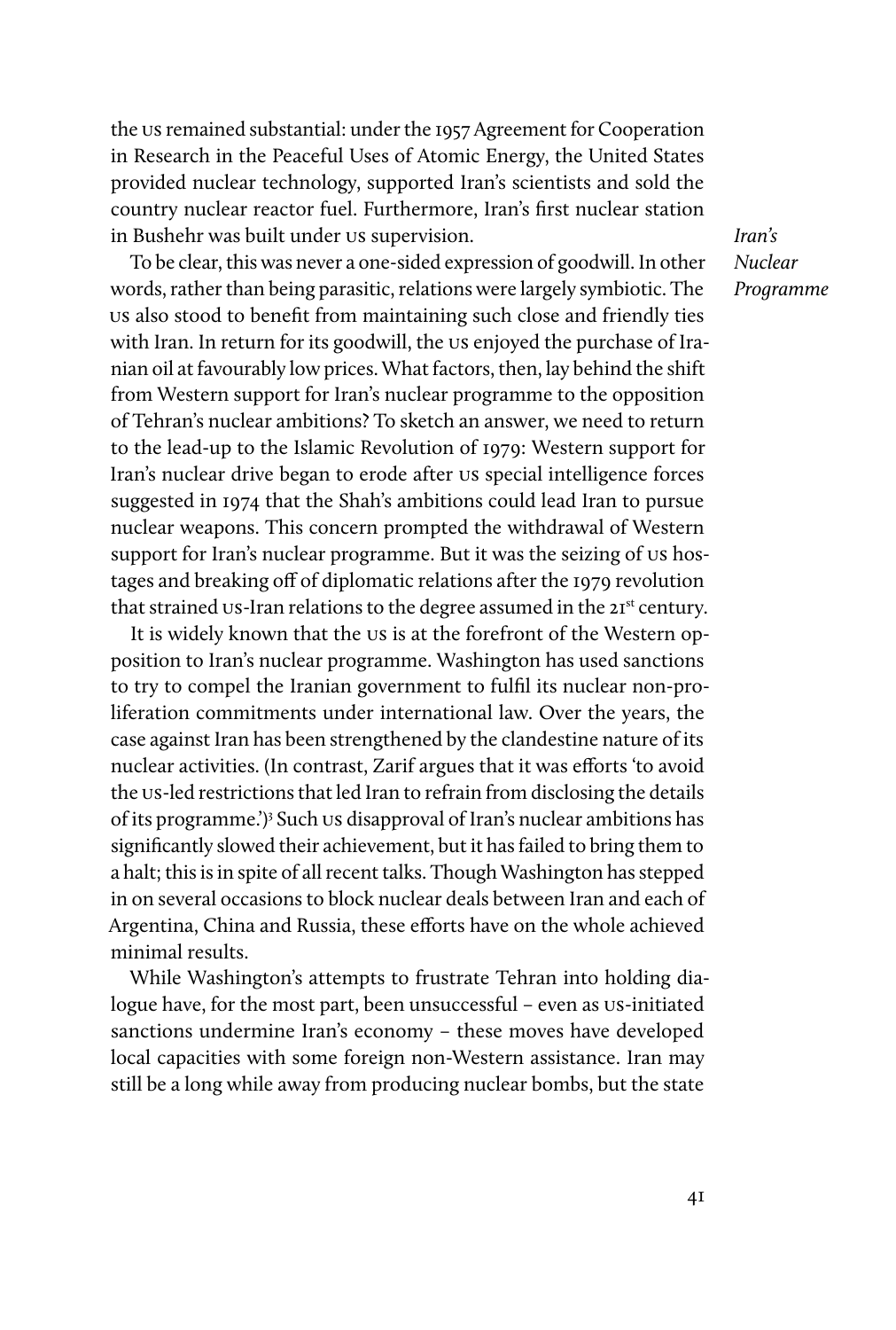the US remained substantial: under the 1957 Agreement for Cooperation in Research in the Peaceful Uses of Atomic Energy, the United States provided nuclear technology, supported Iran's scientists and sold the country nuclear reactor fuel. Furthermore, Iran's first nuclear station in Bushehr was built under US supervision.

*Iran's Nuclear Programme*

To be clear, this was never a one-sided expression of goodwill. In other words, rather than being parasitic, relations were largely symbiotic. The US also stood to benefit from maintaining such close and friendly ties with Iran. In return for its goodwill, the US enjoyed the purchase of Iranian oil at favourably low prices. What factors, then, lay behind the shift from Western support for Iran's nuclear programme to the opposition of Tehran's nuclear ambitions? To sketch an answer, we need to return to the lead-up to the Islamic Revolution of 1979: Western support for Iran's nuclear drive began to erode after US special intelligence forces suggested in 1974 that the Shah's ambitions could lead Iran to pursue nuclear weapons. This concern prompted the withdrawal of Western support for Iran's nuclear programme. But it was the seizing of US hostages and breaking off of diplomatic relations after the 1979 revolution that strained US-Iran relations to the degree assumed in the 21st century.

It is widely known that the US is at the forefront of the Western opposition to Iran's nuclear programme. Washington has used sanctions to try to compel the Iranian government to fulfil its nuclear non-proliferation commitments under international law. Over the years, the case against Iran has been strengthened by the clandestine nature of its nuclear activities. (In contrast, Zarif argues that it was efforts 'to avoid the US-led restrictions that led Iran to refrain from disclosing the details of its programme.')[3] Such US disapproval of Iran's nuclear ambitions has significantly slowed their achievement, but it has failed to bring them to a halt; this is in spite of all recent talks. Though Washington has stepped in on several occasions to block nuclear deals between Iran and each of Argentina, China and Russia, these efforts have on the whole achieved minimal results.

While Washington's attempts to frustrate Tehran into holding dialogue have, for the most part, been unsuccessful – even as US-initiated sanctions undermine Iran's economy – these moves have developed local capacities with some foreign non-Western assistance. Iran may still be a long while away from producing nuclear bombs, but the state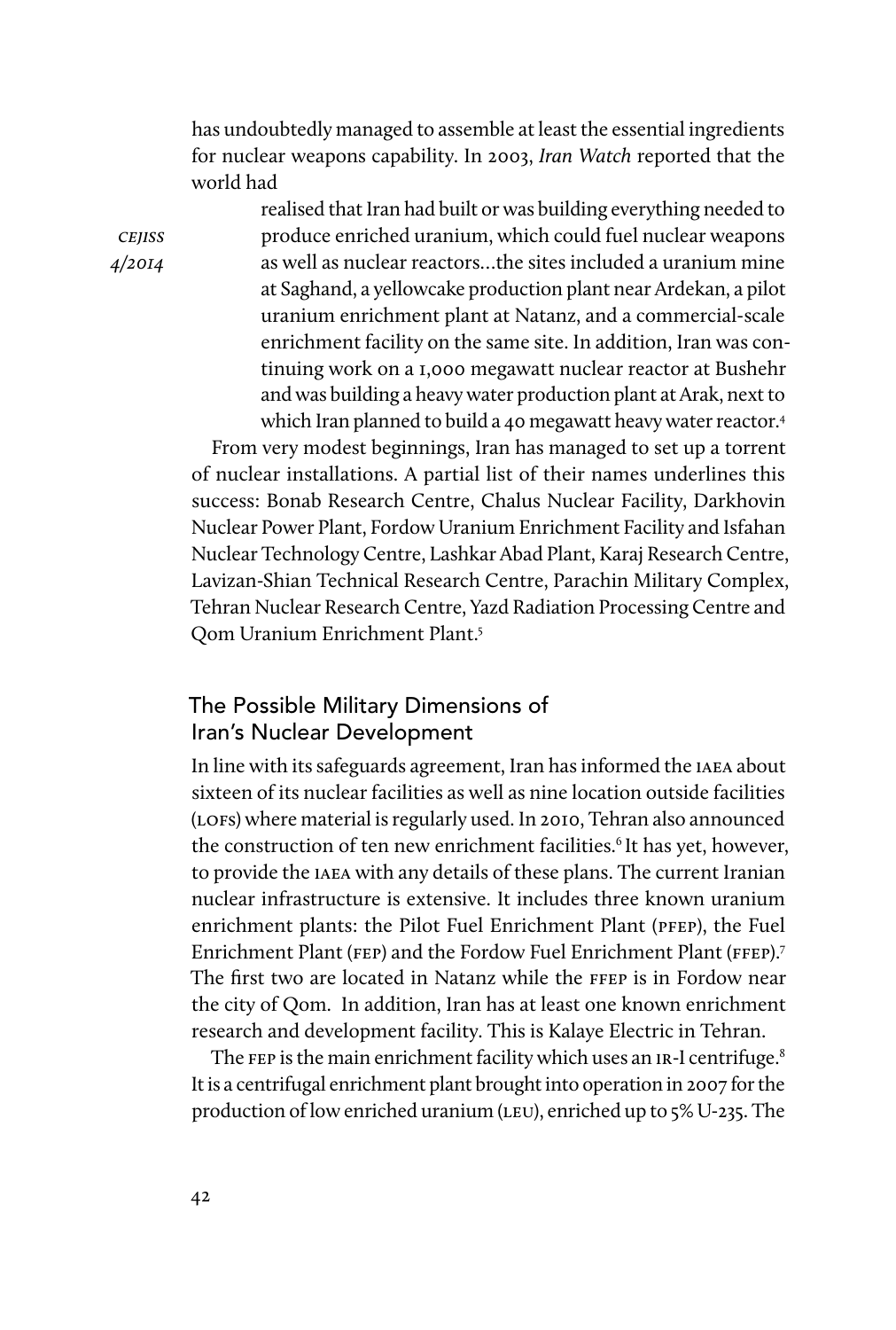has undoubtedly managed to assemble at least the essential ingredients for nuclear weapons capability. In 2003, *Iran Watch* reported that the world had

> realised that Iran had built or was building everything needed to produce enriched uranium, which could fuel nuclear weapons as well as nuclear reactors...the sites included a uranium mine at Saghand, a yellowcake production plant near Ardekan, a pilot uranium enrichment plant at Natanz, and a commercial-scale enrichment facility on the same site. In addition, Iran was continuing work on a 1,000 megawatt nuclear reactor at Bushehr and was building a heavy water production plant at Arak, next to which Iran planned to build a 40 megawatt heavy water reactor.[4]

From very modest beginnings, Iran has managed to set up a torrent of nuclear installations. A partial list of their names underlines this success: Bonab Research Centre, Chalus Nuclear Facility, Darkhovin Nuclear Power Plant, Fordow Uranium Enrichment Facility and Isfahan Nuclear Technology Centre, Lashkar Abad Plant, Karaj Research Centre, Lavizan-Shian Technical Research Centre, Parachin Military Complex, Tehran Nuclear Research Centre, Yazd Radiation Processing Centre and Qom Uranium Enrichment Plant.[5]

## The Possible Military Dimensions of Iran's Nuclear Development

In line with its safeguards agreement, Iran has informed the IAEA about sixteen of its nuclear facilities as well as nine location outside facilities (LOFs) where material is regularly used. In 2010, Tehran also announced the construction of ten new enrichment facilities.[6] It has yet, however, to provide the IAEA with any details of these plans. The current Iranian nuclear infrastructure is extensive. It includes three known uranium enrichment plants: the Pilot Fuel Enrichment Plant (PFEP), the Fuel Enrichment Plant (FEP) and the Fordow Fuel Enrichment Plant (FFEP).[7] The first two are located in Natanz while the FFEP is in Fordow near the city of Qom. In addition, Iran has at least one known enrichment research and development facility. This is Kalaye Electric in Tehran.

The FEP is the main enrichment facility which uses an IR-I centrifuge.[8] It is a centrifugal enrichment plant brought into operation in 2007 for the production of low enriched uranium (LEU), enriched up to 5% U-235. The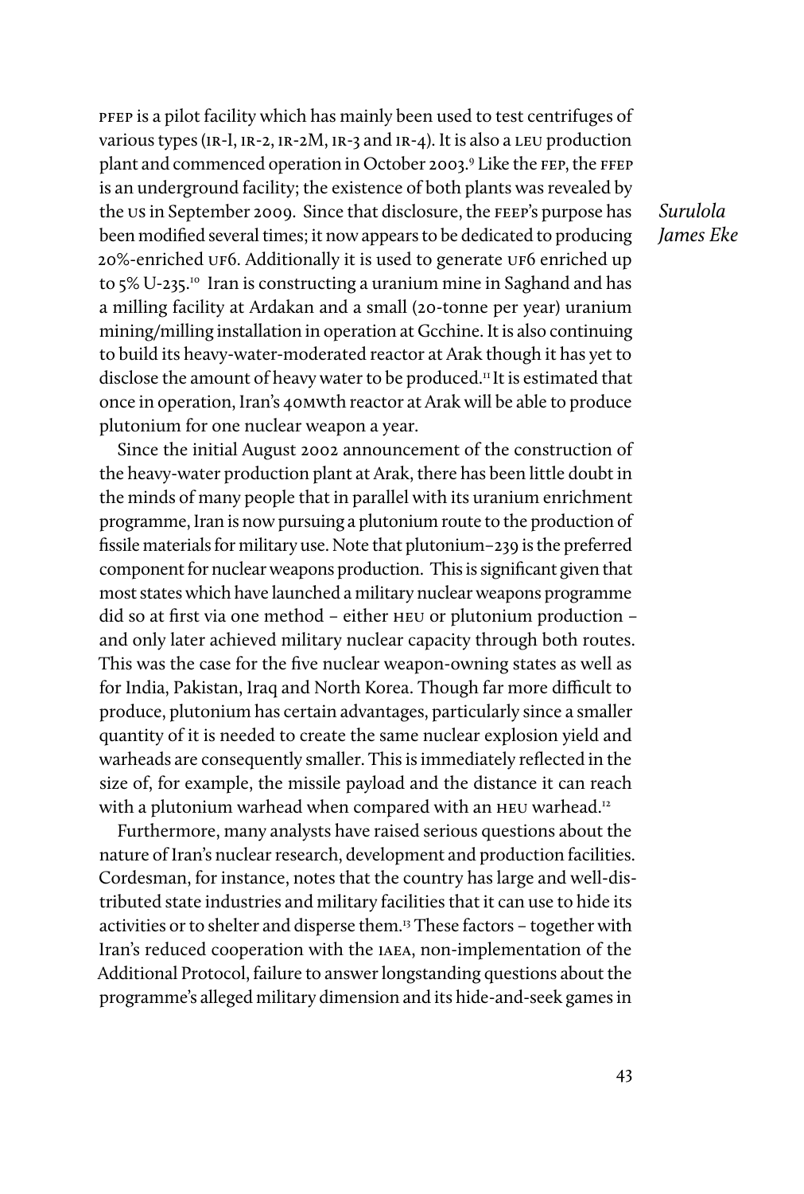PFEP is a pilot facility which has mainly been used to test centrifuges of various types (IR-I, IR-2, IR-2M, IR-3 and IR-4). It is also a LEU production plant and commenced operation in October 2003.[9] Like the FEP, the FFEP is an underground facility; the existence of both plants was revealed by the US in September 2009. Since that disclosure, the FEEP's purpose has been modified several times; it now appears to be dedicated to producing 20%-enriched UF6. Additionally it is used to generate UF6 enriched up to 5% U-235.[10] Iran is constructing a uranium mine in Saghand and has a milling facility at Ardakan and a small (20-tonne per year) uranium mining/milling installation in operation at Gcchine. It is also continuing to build its heavy-water-moderated reactor at Arak though it has yet to disclose the amount of heavy water to be produced.[11] It is estimated that once in operation, Iran's 40MWth reactor at Arak will be able to produce plutonium for one nuclear weapon a year.

Since the initial August 2002 announcement of the construction of the heavy-water production plant at Arak, there has been little doubt in the minds of many people that in parallel with its uranium enrichment programme, Iran is now pursuing a plutonium route to the production of fissile materials for military use. Note that plutonium–239 is the preferred component for nuclear weapons production. This is significant given that most states which have launched a military nuclear weapons programme did so at first via one method – either HEU or plutonium production – and only later achieved military nuclear capacity through both routes. This was the case for the five nuclear weapon-owning states as well as for India, Pakistan, Iraq and North Korea. Though far more difficult to produce, plutonium has certain advantages, particularly since a smaller quantity of it is needed to create the same nuclear explosion yield and warheads are consequently smaller. This is immediately reflected in the size of, for example, the missile payload and the distance it can reach with a plutonium warhead when compared with an HEU warhead.[12]

Furthermore, many analysts have raised serious questions about the nature of Iran's nuclear research, development and production facilities. Cordesman, for instance, notes that the country has large and well-distributed state industries and military facilities that it can use to hide its activities or to shelter and disperse them.[13] These factors – together with Iran's reduced cooperation with the IAEA, non-implementation of the Additional Protocol, failure to answer longstanding questions about the programme's alleged military dimension and its hide-and-seek games in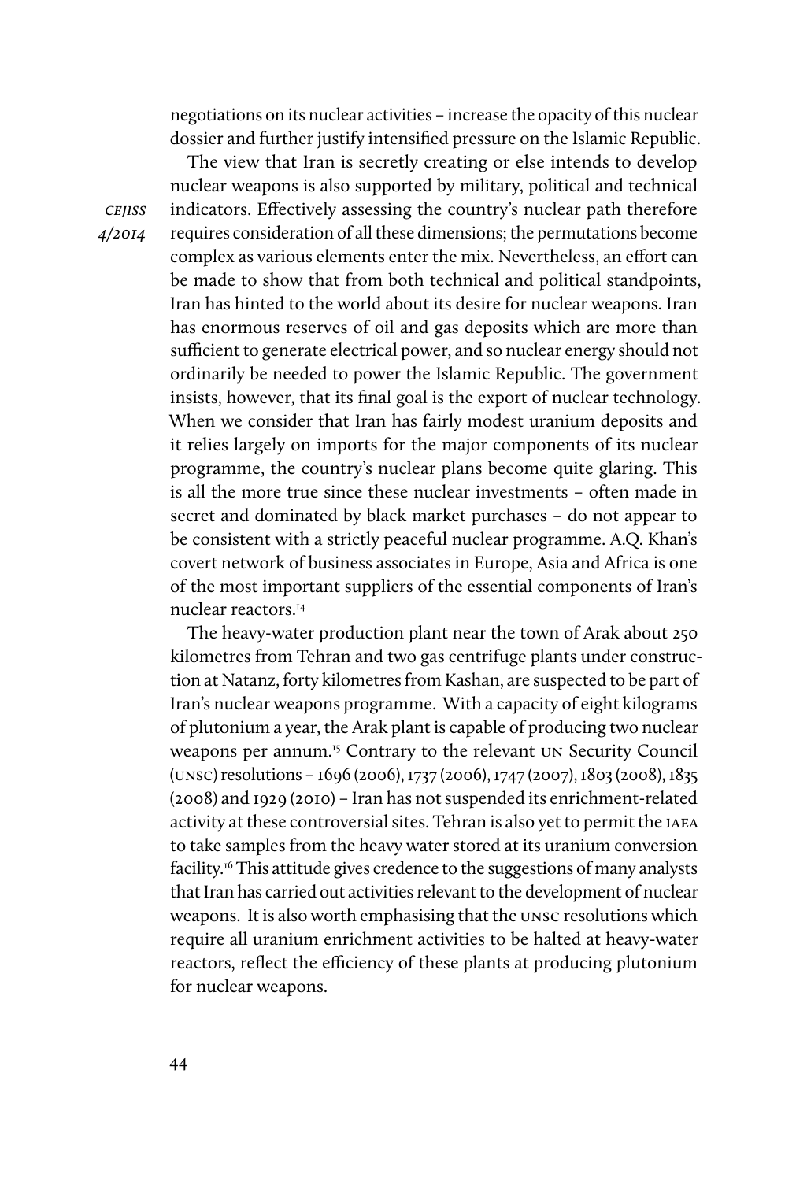negotiations on its nuclear activities – increase the opacity of this nuclear dossier and further justify intensified pressure on the Islamic Republic.

The view that Iran is secretly creating or else intends to develop nuclear weapons is also supported by military, political and technical indicators. Effectively assessing the country's nuclear path therefore requires consideration of all these dimensions; the permutations become complex as various elements enter the mix. Nevertheless, an effort can be made to show that from both technical and political standpoints, Iran has hinted to the world about its desire for nuclear weapons. Iran has enormous reserves of oil and gas deposits which are more than sufficient to generate electrical power, and so nuclear energy should not ordinarily be needed to power the Islamic Republic. The government insists, however, that its final goal is the export of nuclear technology. When we consider that Iran has fairly modest uranium deposits and it relies largely on imports for the major components of its nuclear programme, the country's nuclear plans become quite glaring. This is all the more true since these nuclear investments – often made in secret and dominated by black market purchases – do not appear to be consistent with a strictly peaceful nuclear programme. A.Q. Khan's covert network of business associates in Europe, Asia and Africa is one of the most important suppliers of the essential components of Iran's nuclear reactors.[14]

The heavy-water production plant near the town of Arak about 250 kilometres from Tehran and two gas centrifuge plants under construction at Natanz, forty kilometres from Kashan, are suspected to be part of Iran's nuclear weapons programme. With a capacity of eight kilograms of plutonium a year, the Arak plant is capable of producing two nuclear weapons per annum.[15] Contrary to the relevant UN Security Council (UNSC) resolutions – 1696 (2006), 1737 (2006), 1747 (2007), 1803 (2008), 1835 (2008) and 1929 (2010) – Iran has not suspended its enrichment-related activity at these controversial sites. Tehran is also yet to permit the IAEA to take samples from the heavy water stored at its uranium conversion facility.[16] This attitude gives credence to the suggestions of many analysts that Iran has carried out activities relevant to the development of nuclear weapons. It is also worth emphasising that the UNSC resolutions which require all uranium enrichment activities to be halted at heavy-water reactors, reflect the efficiency of these plants at producing plutonium for nuclear weapons.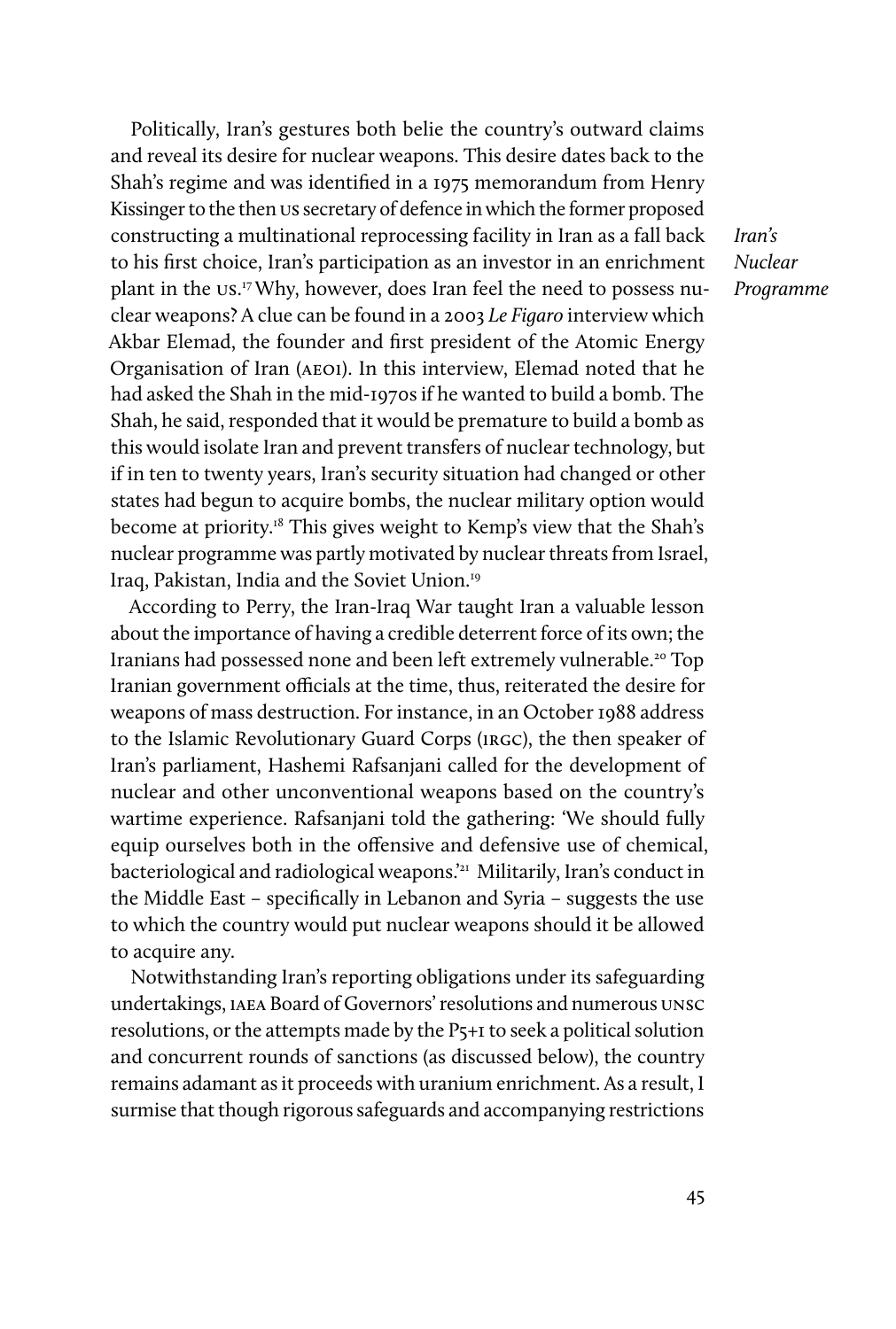Politically, Iran's gestures both belie the country's outward claims and reveal its desire for nuclear weapons. This desire dates back to the Shah's regime and was identified in a 1975 memorandum from Henry Kissinger to the then US secretary of defence in which the former proposed constructing a multinational reprocessing facility in Iran as a fall back to his first choice, Iran's participation as an investor in an enrichment plant in the US.[17] Why, however, does Iran feel the need to possess nuclear weapons? A clue can be found in a 2003 *Le Figaro* interview which Akbar Elemad, the founder and first president of the Atomic Energy Organisation of Iran (AEOI). In this interview, Elemad noted that he had asked the Shah in the mid-1970s if he wanted to build a bomb. The Shah, he said, responded that it would be premature to build a bomb as this would isolate Iran and prevent transfers of nuclear technology, but if in ten to twenty years, Iran's security situation had changed or other states had begun to acquire bombs, the nuclear military option would become at priority.[18] This gives weight to Kemp's view that the Shah's nuclear programme was partly motivated by nuclear threats from Israel, Iraq, Pakistan, India and the Soviet Union.[19]

According to Perry, the Iran-Iraq War taught Iran a valuable lesson about the importance of having a credible deterrent force of its own; the Iranians had possessed none and been left extremely vulnerable.[20] Top Iranian government officials at the time, thus, reiterated the desire for weapons of mass destruction. For instance, in an October 1988 address to the Islamic Revolutionary Guard Corps (IRGC), the then speaker of Iran's parliament, Hashemi Rafsanjani called for the development of nuclear and other unconventional weapons based on the country's wartime experience. Rafsanjani told the gathering: 'We should fully equip ourselves both in the offensive and defensive use of chemical, bacteriological and radiological weapons.'[21] Militarily, Iran's conduct in the Middle East – specifically in Lebanon and Syria – suggests the use to which the country would put nuclear weapons should it be allowed to acquire any.

Notwithstanding Iran's reporting obligations under its safeguarding undertakings, IAEA Board of Governors' resolutions and numerous UNSC resolutions, or the attempts made by the P5+1 to seek a political solution and concurrent rounds of sanctions (as discussed below), the country remains adamant as it proceeds with uranium enrichment. As a result, I surmise that though rigorous safeguards and accompanying restrictions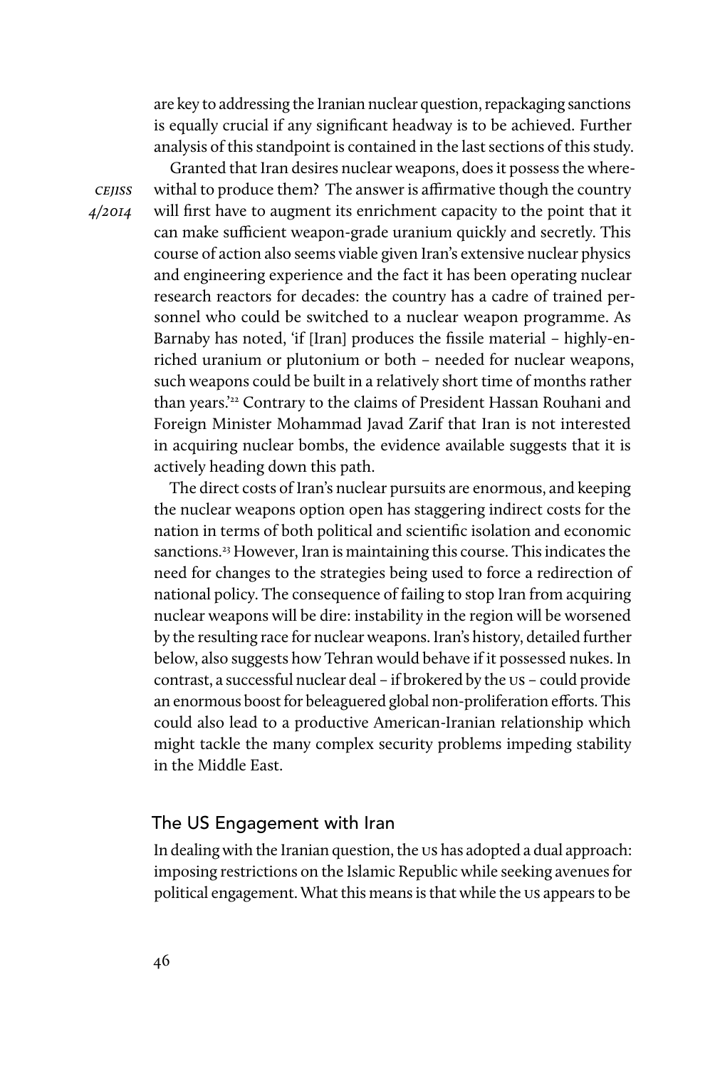are key to addressing the Iranian nuclear question, repackaging sanctions is equally crucial if any significant headway is to be achieved. Further analysis of this standpoint is contained in the last sections of this study.

Granted that Iran desires nuclear weapons, does it possess the wherewithal to produce them? The answer is affirmative though the country will first have to augment its enrichment capacity to the point that it can make sufficient weapon-grade uranium quickly and secretly. This course of action also seems viable given Iran's extensive nuclear physics and engineering experience and the fact it has been operating nuclear research reactors for decades: the country has a cadre of trained personnel who could be switched to a nuclear weapon programme. As Barnaby has noted, 'if [Iran] produces the fissile material – highly-enriched uranium or plutonium or both – needed for nuclear weapons, such weapons could be built in a relatively short time of months rather than years.'[22] Contrary to the claims of President Hassan Rouhani and Foreign Minister Mohammad Javad Zarif that Iran is not interested in acquiring nuclear bombs, the evidence available suggests that it is actively heading down this path.

The direct costs of Iran's nuclear pursuits are enormous, and keeping the nuclear weapons option open has staggering indirect costs for the nation in terms of both political and scientific isolation and economic sanctions.[23] However, Iran is maintaining this course. This indicates the need for changes to the strategies being used to force a redirection of national policy. The consequence of failing to stop Iran from acquiring nuclear weapons will be dire: instability in the region will be worsened by the resulting race for nuclear weapons. Iran's history, detailed further below, also suggests how Tehran would behave if it possessed nukes. In contrast, a successful nuclear deal – if brokered by the US – could provide an enormous boost for beleaguered global non-proliferation efforts. This could also lead to a productive American-Iranian relationship which might tackle the many complex security problems impeding stability in the Middle East.

## The US Engagement with Iran

In dealing with the Iranian question, the US has adopted a dual approach: imposing restrictions on the Islamic Republic while seeking avenues for political engagement. What this means is that while the US appears to be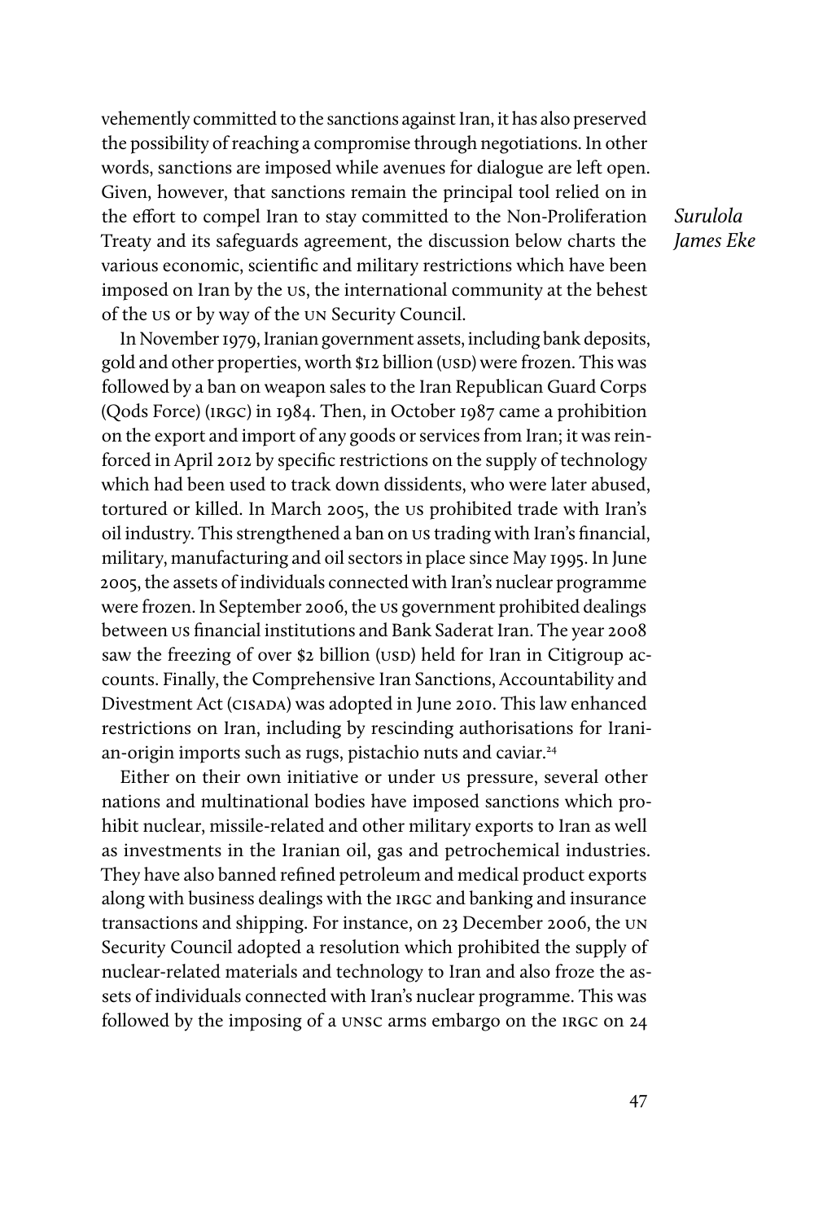vehemently committed to the sanctions against Iran, it has also preserved the possibility of reaching a compromise through negotiations. In other words, sanctions are imposed while avenues for dialogue are left open. Given, however, that sanctions remain the principal tool relied on in the effort to compel Iran to stay committed to the Non-Proliferation Treaty and its safeguards agreement, the discussion below charts the various economic, scientific and military restrictions which have been imposed on Iran by the US, the international community at the behest of the US or by way of the UN Security Council.

In November 1979, Iranian government assets, including bank deposits, gold and other properties, worth $12 billion (USD) were frozen. This was followed by a ban on weapon sales to the Iran Republican Guard Corps (Qods Force) (IRGC) in 1984. Then, in October 1987 came a prohibition on the export and import of any goods or services from Iran; it was reinforced in April 2012 by specific restrictions on the supply of technology which had been used to track down dissidents, who were later abused, tortured or killed. In March 2005, the US prohibited trade with Iran's oil industry. This strengthened a ban on US trading with Iran's financial, military, manufacturing and oil sectors in place since May 1995. In June 2005, the assets of individuals connected with Iran's nuclear programme were frozen. In September 2006, the US government prohibited dealings between US financial institutions and Bank Saderat Iran. The year 2008 saw the freezing of over $2 billion (USD) held for Iran in Citigroup accounts. Finally, the Comprehensive Iran Sanctions, Accountability and Divestment Act (CISADA) was adopted in June 2010. This law enhanced restrictions on Iran, including by rescinding authorisations for Iranian-origin imports such as rugs, pistachio nuts and caviar.[24]

Either on their own initiative or under US pressure, several other nations and multinational bodies have imposed sanctions which prohibit nuclear, missile-related and other military exports to Iran as well as investments in the Iranian oil, gas and petrochemical industries. They have also banned refined petroleum and medical product exports along with business dealings with the IRGC and banking and insurance transactions and shipping. For instance, on 23 December 2006, the UN Security Council adopted a resolution which prohibited the supply of nuclear-related materials and technology to Iran and also froze the assets of individuals connected with Iran's nuclear programme. This was followed by the imposing of a UNSC arms embargo on the IRGC on 24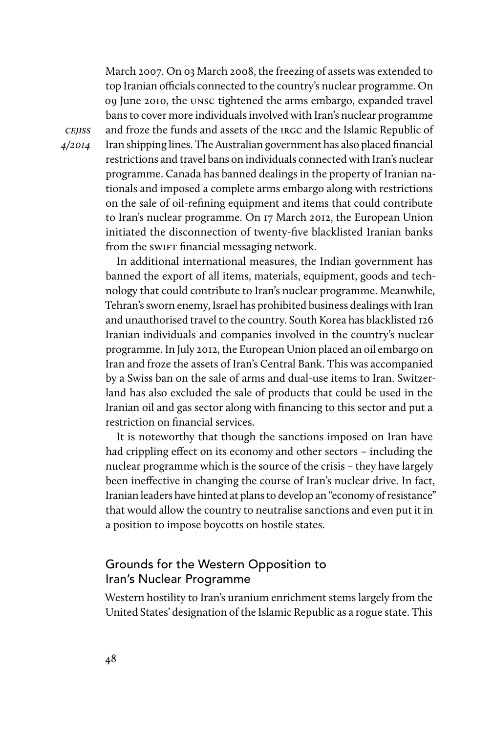March 2007. On 03 March 2008, the freezing of assets was extended to top Iranian officials connected to the country's nuclear programme. On 09 June 2010, the UNSC tightened the arms embargo, expanded travel bans to cover more individuals involved with Iran's nuclear programme and froze the funds and assets of the IRGC and the Islamic Republic of Iran shipping lines. The Australian government has also placed financial restrictions and travel bans on individuals connected with Iran's nuclear programme. Canada has banned dealings in the property of Iranian nationals and imposed a complete arms embargo along with restrictions on the sale of oil-refining equipment and items that could contribute to Iran's nuclear programme. On 17 March 2012, the European Union initiated the disconnection of twenty-five blacklisted Iranian banks from the SWIFT financial messaging network.

In additional international measures, the Indian government has banned the export of all items, materials, equipment, goods and technology that could contribute to Iran's nuclear programme. Meanwhile, Tehran's sworn enemy, Israel has prohibited business dealings with Iran and unauthorised travel to the country. South Korea has blacklisted 126 Iranian individuals and companies involved in the country's nuclear programme. In July 2012, the European Union placed an oil embargo on Iran and froze the assets of Iran's Central Bank. This was accompanied by a Swiss ban on the sale of arms and dual-use items to Iran. Switzerland has also excluded the sale of products that could be used in the Iranian oil and gas sector along with financing to this sector and put a restriction on financial services.

It is noteworthy that though the sanctions imposed on Iran have had crippling effect on its economy and other sectors – including the nuclear programme which is the source of the crisis – they have largely been ineffective in changing the course of Iran's nuclear drive. In fact, Iranian leaders have hinted at plans to develop an "economy of resistance" that would allow the country to neutralise sanctions and even put it in a position to impose boycotts on hostile states.

## Grounds for the Western Opposition to Iran's Nuclear Programme

Western hostility to Iran's uranium enrichment stems largely from the United States' designation of the Islamic Republic as a rogue state. This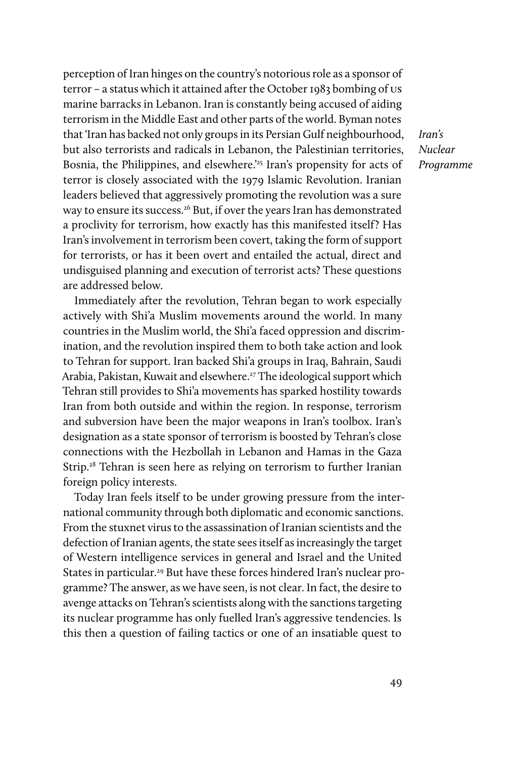perception of Iran hinges on the country's notorious role as a sponsor of terror – a status which it attained after the October 1983 bombing of US marine barracks in Lebanon. Iran is constantly being accused of aiding terrorism in the Middle East and other parts of the world. Byman notes that 'Iran has backed not only groups in its Persian Gulf neighbourhood, but also terrorists and radicals in Lebanon, the Palestinian territories, Bosnia, the Philippines, and elsewhere.'[25] Iran's propensity for acts of terror is closely associated with the 1979 Islamic Revolution. Iranian leaders believed that aggressively promoting the revolution was a sure way to ensure its success.[26] But, if over the years Iran has demonstrated a proclivity for terrorism, how exactly has this manifested itself? Has Iran's involvement in terrorism been covert, taking the form of support for terrorists, or has it been overt and entailed the actual, direct and undisguised planning and execution of terrorist acts? These questions are addressed below.

Immediately after the revolution, Tehran began to work especially actively with Shi'a Muslim movements around the world. In many countries in the Muslim world, the Shi'a faced oppression and discrimination, and the revolution inspired them to both take action and look to Tehran for support. Iran backed Shi'a groups in Iraq, Bahrain, Saudi Arabia, Pakistan, Kuwait and elsewhere.[27] The ideological support which Tehran still provides to Shi'a movements has sparked hostility towards Iran from both outside and within the region. In response, terrorism and subversion have been the major weapons in Iran's toolbox. Iran's designation as a state sponsor of terrorism is boosted by Tehran's close connections with the Hezbollah in Lebanon and Hamas in the Gaza Strip.[28] Tehran is seen here as relying on terrorism to further Iranian foreign policy interests.

Today Iran feels itself to be under growing pressure from the international community through both diplomatic and economic sanctions. From the stuxnet virus to the assassination of Iranian scientists and the defection of Iranian agents, the state sees itself as increasingly the target of Western intelligence services in general and Israel and the United States in particular.[29] But have these forces hindered Iran's nuclear programme? The answer, as we have seen, is not clear. In fact, the desire to avenge attacks on Tehran's scientists along with the sanctions targeting its nuclear programme has only fuelled Iran's aggressive tendencies. Is this then a question of failing tactics or one of an insatiable quest to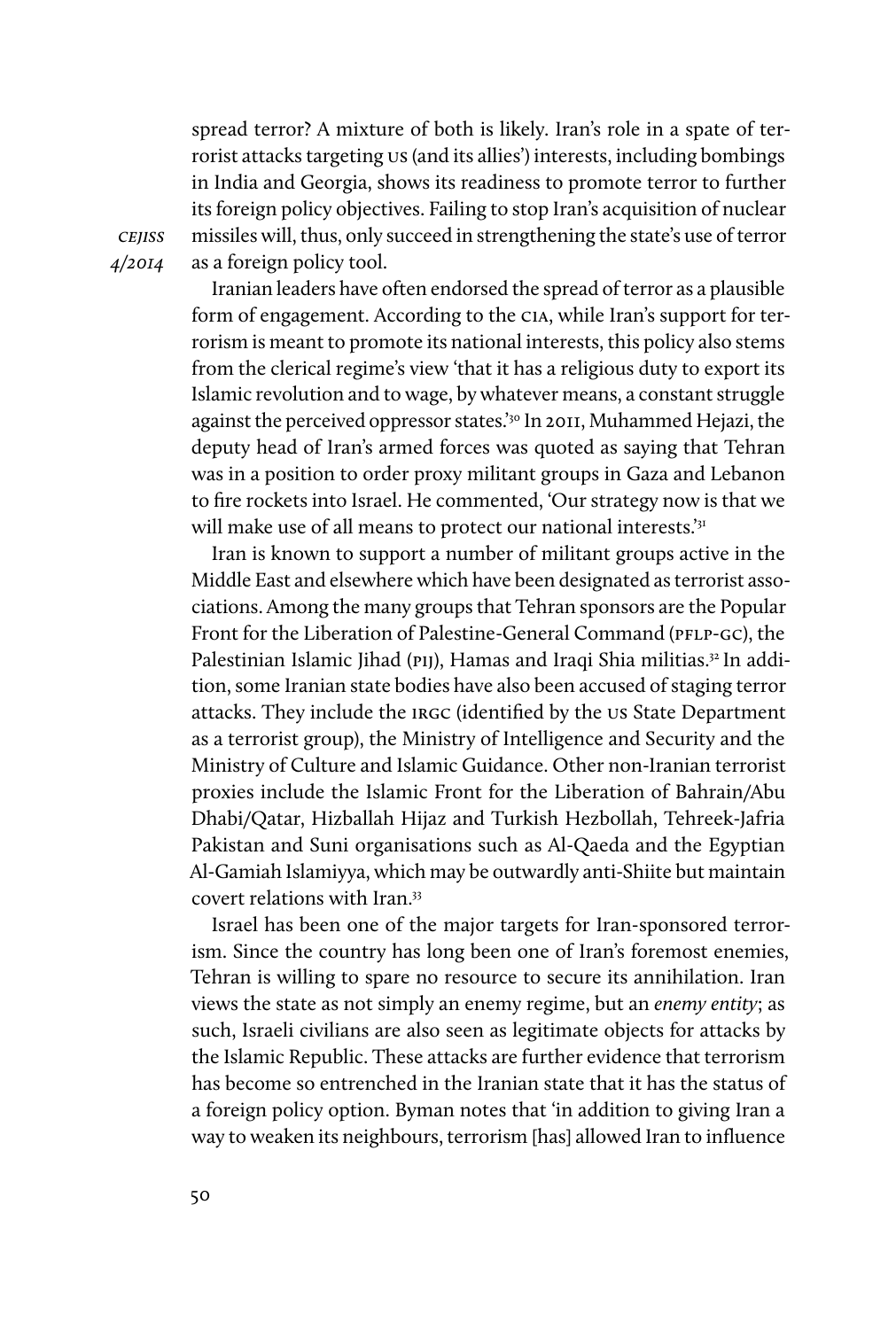spread terror? A mixture of both is likely. Iran's role in a spate of terrorist attacks targeting US (and its allies') interests, including bombings in India and Georgia, shows its readiness to promote terror to further its foreign policy objectives. Failing to stop Iran's acquisition of nuclear missiles will, thus, only succeed in strengthening the state's use of terror as a foreign policy tool.

Iranian leaders have often endorsed the spread of terror as a plausible form of engagement. According to the CIA, while Iran's support for terrorism is meant to promote its national interests, this policy also stems from the clerical regime's view 'that it has a religious duty to export its Islamic revolution and to wage, by whatever means, a constant struggle against the perceived oppressor states.'[30] In 2011, Muhammed Hejazi, the deputy head of Iran's armed forces was quoted as saying that Tehran was in a position to order proxy militant groups in Gaza and Lebanon to fire rockets into Israel. He commented, 'Our strategy now is that we will make use of all means to protect our national interests.'[31]

Iran is known to support a number of militant groups active in the Middle East and elsewhere which have been designated as terrorist associations. Among the many groups that Tehran sponsors are the Popular Front for the Liberation of Palestine-General Command (PFLP-GC), the Palestinian Islamic Jihad (PIJ), Hamas and Iraqi Shia militias.[32] In addition, some Iranian state bodies have also been accused of staging terror attacks. They include the IRGC (identified by the US State Department as a terrorist group), the Ministry of Intelligence and Security and the Ministry of Culture and Islamic Guidance. Other non-Iranian terrorist proxies include the Islamic Front for the Liberation of Bahrain/Abu Dhabi/Qatar, Hizballah Hijaz and Turkish Hezbollah, Tehreek-Jafria Pakistan and Suni organisations such as Al-Qaeda and the Egyptian Al-Gamiah Islamiyya, which may be outwardly anti-Shiite but maintain covert relations with Iran.[33]

Israel has been one of the major targets for Iran-sponsored terrorism. Since the country has long been one of Iran's foremost enemies, Tehran is willing to spare no resource to secure its annihilation. Iran views the state as not simply an enemy regime, but an *enemy entity*; as such, Israeli civilians are also seen as legitimate objects for attacks by the Islamic Republic. These attacks are further evidence that terrorism has become so entrenched in the Iranian state that it has the status of a foreign policy option. Byman notes that 'in addition to giving Iran a way to weaken its neighbours, terrorism [has] allowed Iran to influence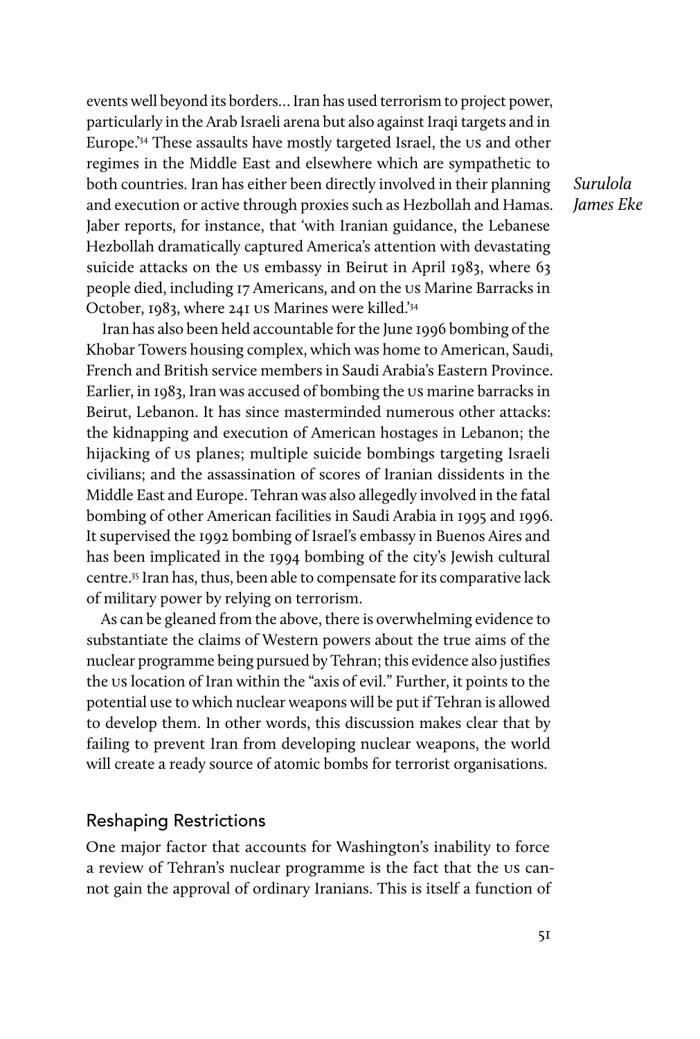events well beyond its borders... Iran has used terrorism to project power, particularly in the Arab Israeli arena but also against Iraqi targets and in Europe.'[34] These assaults have mostly targeted Israel, the US and other regimes in the Middle East and elsewhere which are sympathetic to both countries. Iran has either been directly involved in their planning and execution or active through proxies such as Hezbollah and Hamas. Jaber reports, for instance, that 'with Iranian guidance, the Lebanese Hezbollah dramatically captured America's attention with devastating suicide attacks on the US embassy in Beirut in April 1983, where 63 people died, including 17 Americans, and on the US Marine Barracks in October, 1983, where 241 US Marines were killed.'[34]

Iran has also been held accountable for the June 1996 bombing of the Khobar Towers housing complex, which was home to American, Saudi, French and British service members in Saudi Arabia's Eastern Province. Earlier, in 1983, Iran was accused of bombing the US marine barracks in Beirut, Lebanon. It has since masterminded numerous other attacks: the kidnapping and execution of American hostages in Lebanon; the hijacking of US planes; multiple suicide bombings targeting Israeli civilians; and the assassination of scores of Iranian dissidents in the Middle East and Europe. Tehran was also allegedly involved in the fatal bombing of other American facilities in Saudi Arabia in 1995 and 1996. It supervised the 1992 bombing of Israel's embassy in Buenos Aires and has been implicated in the 1994 bombing of the city's Jewish cultural centre.[35] Iran has, thus, been able to compensate for its comparative lack of military power by relying on terrorism.

As can be gleaned from the above, there is overwhelming evidence to substantiate the claims of Western powers about the true aims of the nuclear programme being pursued by Tehran; this evidence also justifies the US location of Iran within the "axis of evil." Further, it points to the potential use to which nuclear weapons will be put if Tehran is allowed to develop them. In other words, this discussion makes clear that by failing to prevent Iran from developing nuclear weapons, the world will create a ready source of atomic bombs for terrorist organisations.

## Reshaping Restrictions

One major factor that accounts for Washington's inability to force a review of Tehran's nuclear programme is the fact that the US cannot gain the approval of ordinary Iranians. This is itself a function of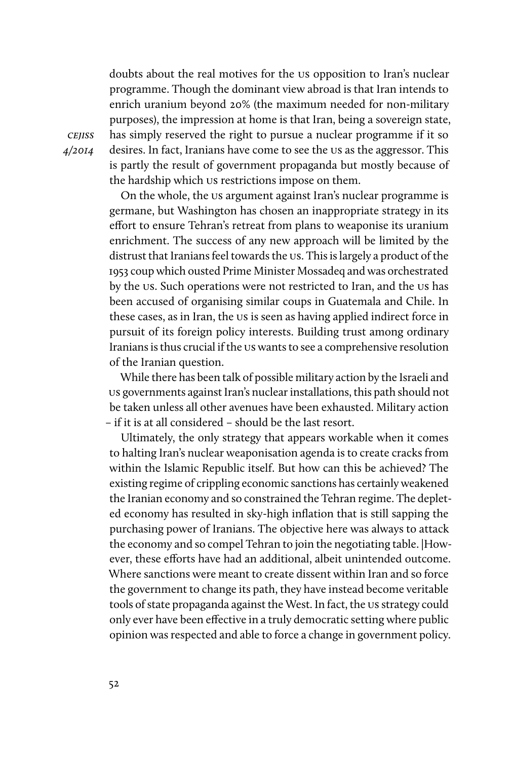doubts about the real motives for the US opposition to Iran's nuclear programme. Though the dominant view abroad is that Iran intends to enrich uranium beyond 20% (the maximum needed for non-military purposes), the impression at home is that Iran, being a sovereign state, has simply reserved the right to pursue a nuclear programme if it so desires. In fact, Iranians have come to see the US as the aggressor. This is partly the result of government propaganda but mostly because of the hardship which US restrictions impose on them.

On the whole, the US argument against Iran's nuclear programme is germane, but Washington has chosen an inappropriate strategy in its effort to ensure Tehran's retreat from plans to weaponise its uranium enrichment. The success of any new approach will be limited by the distrust that Iranians feel towards the US. This is largely a product of the 1953 coup which ousted Prime Minister Mossadeq and was orchestrated by the US. Such operations were not restricted to Iran, and the US has been accused of organising similar coups in Guatemala and Chile. In these cases, as in Iran, the US is seen as having applied indirect force in pursuit of its foreign policy interests. Building trust among ordinary Iranians is thus crucial if the US wants to see a comprehensive resolution of the Iranian question.

While there has been talk of possible military action by the Israeli and US governments against Iran's nuclear installations, this path should not be taken unless all other avenues have been exhausted. Military action – if it is at all considered – should be the last resort.

Ultimately, the only strategy that appears workable when it comes to halting Iran's nuclear weaponisation agenda is to create cracks from within the Islamic Republic itself. But how can this be achieved? The existing regime of crippling economic sanctions has certainly weakened the Iranian economy and so constrained the Tehran regime. The depleted economy has resulted in sky-high inflation that is still sapping the purchasing power of Iranians. The objective here was always to attack the economy and so compel Tehran to join the negotiating table. |However, these efforts have had an additional, albeit unintended outcome. Where sanctions were meant to create dissent within Iran and so force the government to change its path, they have instead become veritable tools of state propaganda against the West. In fact, the US strategy could only ever have been effective in a truly democratic setting where public opinion was respected and able to force a change in government policy.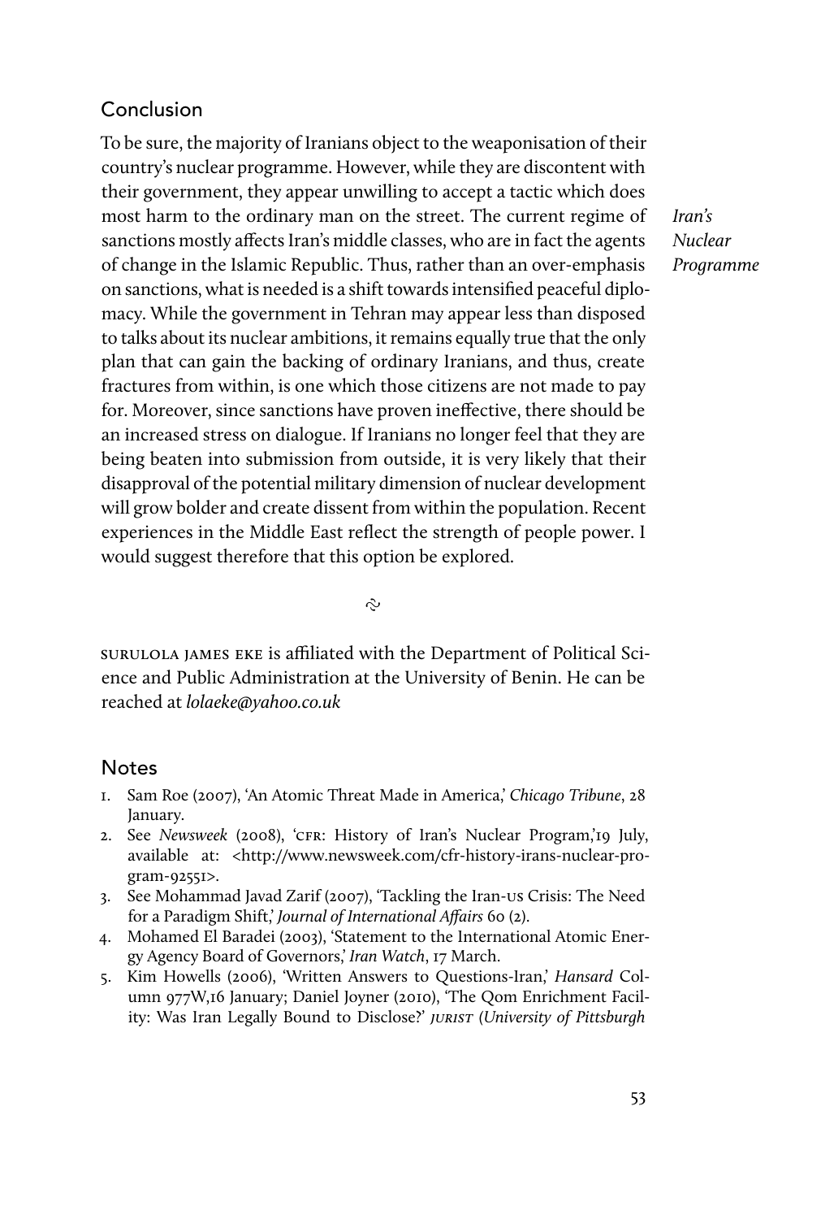## Conclusion

To be sure, the majority of Iranians object to the weaponisation of their country's nuclear programme. However, while they are discontent with their government, they appear unwilling to accept a tactic which does most harm to the ordinary man on the street. The current regime of sanctions mostly affects Iran's middle classes, who are in fact the agents of change in the Islamic Republic. Thus, rather than an over-emphasis on sanctions, what is needed is a shift towards intensified peaceful diplomacy. While the government in Tehran may appear less than disposed to talks about its nuclear ambitions, it remains equally true that the only plan that can gain the backing of ordinary Iranians, and thus, create fractures from within, is one which those citizens are not made to pay for. Moreover, since sanctions have proven ineffective, there should be an increased stress on dialogue. If Iranians no longer feel that they are being beaten into submission from outside, it is very likely that their disapproval of the potential military dimension of nuclear development will grow bolder and create dissent from within the population. Recent experiences in the Middle East reflect the strength of people power. I would suggest therefore that this option be explored.

SURULOLA JAMES EKE is affiliated with the Department of Political Science and Public Administration at the University of Benin. He can be reached at *lolaeke@yahoo.co.uk*

## Notes

1. Sam Roe (2007), 'An Atomic Threat Made in America,' *Chicago Tribune*, 28 January.
2. See *Newsweek* (2008), 'CFR: History of Iran's Nuclear Program,' 19 July, available at: <http://www.newsweek.com/cfr-history-irans-nuclear-program-92551>.
3. See Mohammad Javad Zarif (2007), 'Tackling the Iran-US Crisis: The Need for a Paradigm Shift,' *Journal of International Affairs* 60 (2).
4. Mohamed El Baradei (2003), 'Statement to the International Atomic Energy Agency Board of Governors,' *Iran Watch*, 17 March.
5. Kim Howells (2006), 'Written Answers to Questions-Iran,' *Hansard* Column 977W,16 January; Daniel Joyner (2010), 'The Qom Enrichment Facility: Was Iran Legally Bound to Disclose?' *JURIST* (*University of Pittsburgh*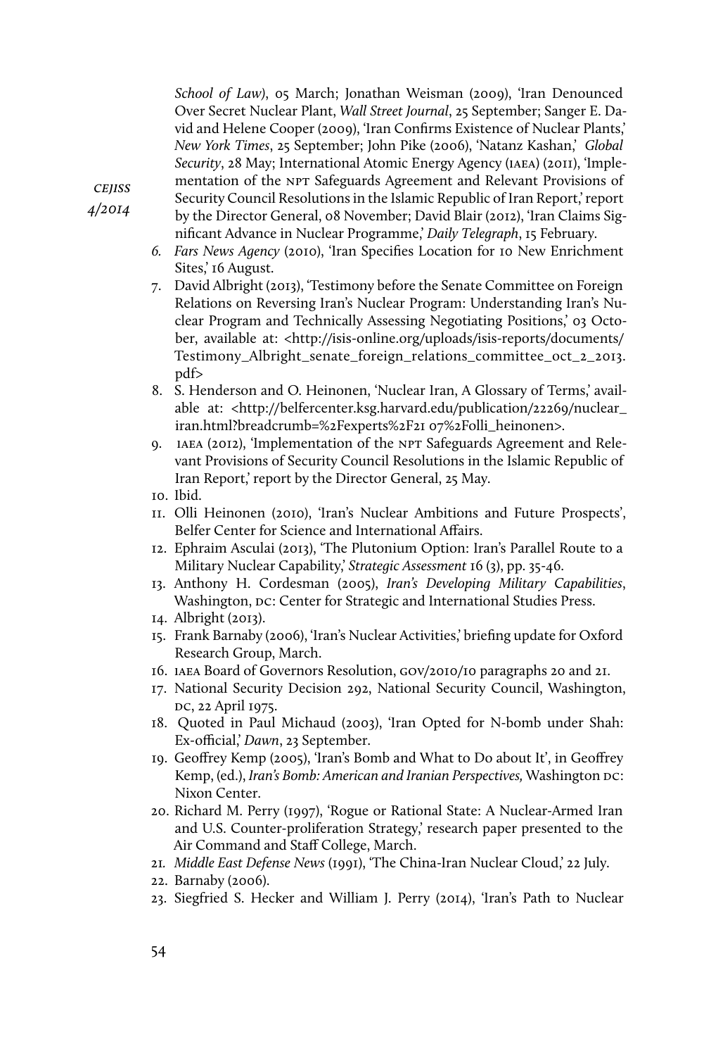*School of Law*), 05 March; Jonathan Weisman (2009), 'Iran Denounced Over Secret Nuclear Plant, *Wall Street Journal*, 25 September; Sanger E. David and Helene Cooper (2009), 'Iran Confirms Existence of Nuclear Plants,' *New York Times*, 25 September; John Pike (2006), 'Natanz Kashan,' *Global Security*, 28 May; International Atomic Energy Agency (IAEA) (2011), 'Implementation of the NPT Safeguards Agreement and Relevant Provisions of Security Council Resolutions in the Islamic Republic of Iran Report,' report by the Director General, 08 November; David Blair (2012), 'Iran Claims Significant Advance in Nuclear Programme,' *Daily Telegraph*, 15 February.

6. *Fars News Agency* (2010), 'Iran Specifies Location for 10 New Enrichment Sites,' 16 August.
7. David Albright (2013), 'Testimony before the Senate Committee on Foreign Relations on Reversing Iran's Nuclear Program: Understanding Iran's Nuclear Program and Technically Assessing Negotiating Positions,' 03 October, available at: <http://isis-online.org/uploads/isis-reports/documents/Testimony_Albright_senate_foreign_relations_committee_oct_2_2013.pdf>
8. S. Henderson and O. Heinonen, 'Nuclear Iran, A Glossary of Terms,' available at: <http://belfercenter.ksg.harvard.edu/publication/22269/nuclear_iran.html?breadcrumb=%2Fexperts%2F21 07%2Folli_heinonen>.
9. IAEA (2012), 'Implementation of the NPT Safeguards Agreement and Relevant Provisions of Security Council Resolutions in the Islamic Republic of Iran Report,' report by the Director General, 25 May.
10. Ibid.
11. Olli Heinonen (2010), 'Iran's Nuclear Ambitions and Future Prospects', Belfer Center for Science and International Affairs.
12. Ephraim Asculai (2013), 'The Plutonium Option: Iran's Parallel Route to a Military Nuclear Capability,' *Strategic Assessment* 16 (3), pp. 35-46.
13. Anthony H. Cordesman (2005), *Iran's Developing Military Capabilities*, Washington, DC: Center for Strategic and International Studies Press.
14. Albright (2013).
15. Frank Barnaby (2006), 'Iran's Nuclear Activities,' briefing update for Oxford Research Group, March.
16. IAEA Board of Governors Resolution, GOV/2010/10 paragraphs 20 and 21.
17. National Security Decision 292, National Security Council, Washington, DC, 22 April 1975.
18. Quoted in Paul Michaud (2003), 'Iran Opted for N-bomb under Shah: Ex-official,' *Dawn*, 23 September.
19. Geoffrey Kemp (2005), 'Iran's Bomb and What to Do about It', in Geoffrey Kemp, (ed.), *Iran's Bomb: American and Iranian Perspectives,* Washington DC: Nixon Center.
20. Richard M. Perry (1997), 'Rogue or Rational State: A Nuclear-Armed Iran and U.S. Counter-proliferation Strategy,' research paper presented to the Air Command and Staff College, March.
21. *Middle East Defense News* (1991), 'The China-Iran Nuclear Cloud,' 22 July.
22. Barnaby (2006).
23. Siegfried S. Hecker and William J. Perry (2014), 'Iran's Path to Nuclear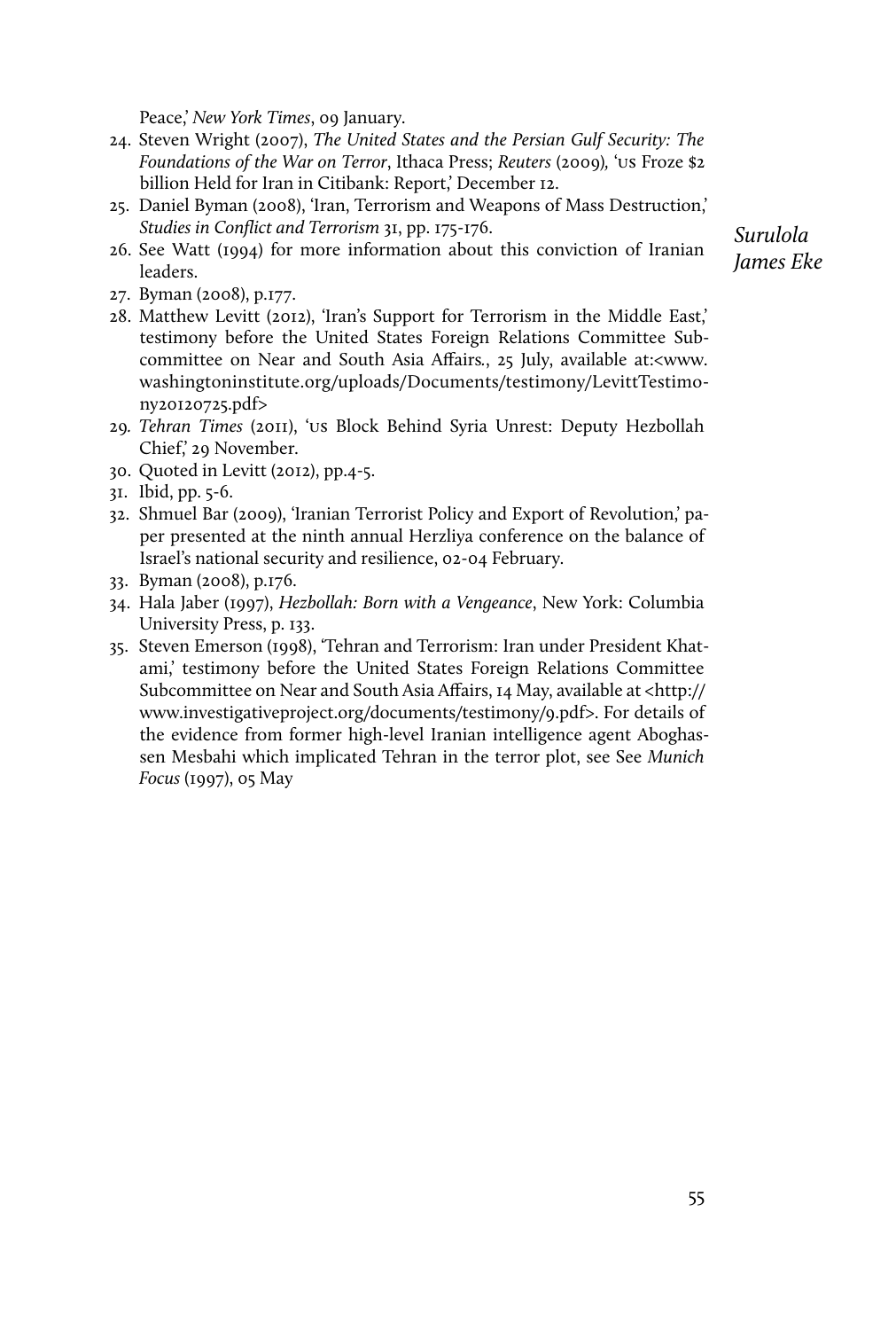Peace,' *New York Times*, 09 January.

24. Steven Wright (2007), *The United States and the Persian Gulf Security: The Foundations of the War on Terror*, Ithaca Press; *Reuters* (2009), 'US Froze $2 billion Held for Iran in Citibank: Report,' December 12.
25. Daniel Byman (2008), 'Iran, Terrorism and Weapons of Mass Destruction,' *Studies in Conflict and Terrorism* 31, pp. 175-176.
26. See Watt (1994) for more information about this conviction of Iranian leaders.
27. Byman (2008), p.177.
28. Matthew Levitt (2012), 'Iran's Support for Terrorism in the Middle East,' testimony before the United States Foreign Relations Committee Subcommittee on Near and South Asia Affairs., 25 July, available at:<www.washingtoninstitute.org/uploads/Documents/testimony/LevittTestimony20120725.pdf>
29. *Tehran Times* (2011), 'US Block Behind Syria Unrest: Deputy Hezbollah Chief,' 29 November.
30. Quoted in Levitt (2012), pp.4-5.
31. Ibid, pp. 5-6.
32. Shmuel Bar (2009), 'Iranian Terrorist Policy and Export of Revolution,' paper presented at the ninth annual Herzliya conference on the balance of Israel's national security and resilience, 02-04 February.
33. Byman (2008), p.176.
34. Hala Jaber (1997), *Hezbollah: Born with a Vengeance*, New York: Columbia University Press, p. 133.
35. Steven Emerson (1998), 'Tehran and Terrorism: Iran under President Khatami,' testimony before the United States Foreign Relations Committee Subcommittee on Near and South Asia Affairs, 14 May, available at <http://www.investigativeproject.org/documents/testimony/9.pdf>. For details of the evidence from former high-level Iranian intelligence agent Aboghassen Mesbahi which implicated Tehran in the terror plot, see See *Munich Focus* (1997), 05 May